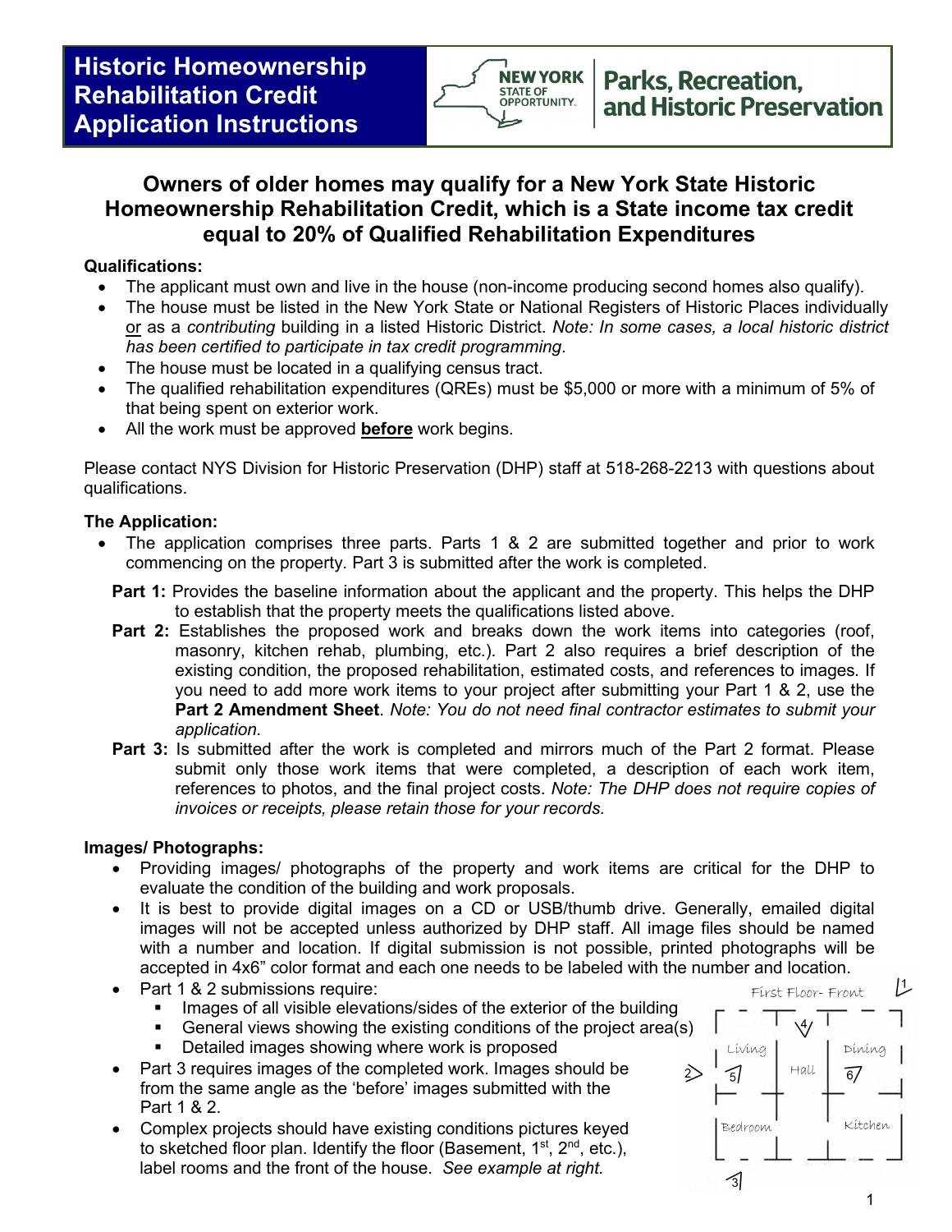# Historic Homeownership Rehabilitation Credit Application Instructions

NEW YORK STATE OF OPPORTUNITY. | Parks, Recreation, and Historic Preservation

## Owners of older homes may qualify for a New York State Historic Homeownership Rehabilitation Credit, which is a State income tax credit equal to 20% of Qualified Rehabilitation Expenditures

**Qualifications:**

- The applicant must own and live in the house (non-income producing second homes also qualify).
- The house must be listed in the New York State or National Registers of Historic Places individually or as a *contributing* building in a listed Historic District. *Note: In some cases, a local historic district has been certified to participate in tax credit programming*.
- The house must be located in a qualifying census tract.
- The qualified rehabilitation expenditures (QREs) must be $5,000 or more with a minimum of 5% of that being spent on exterior work.
- All the work must be approved **before** work begins.

Please contact NYS Division for Historic Preservation (DHP) staff at 518-268-2213 with questions about qualifications.

**The Application:**

- The application comprises three parts. Parts 1 & 2 are submitted together and prior to work commencing on the property. Part 3 is submitted after the work is completed.

**Part 1:** Provides the baseline information about the applicant and the property. This helps the DHP to establish that the property meets the qualifications listed above.

**Part 2:** Establishes the proposed work and breaks down the work items into categories (roof, masonry, kitchen rehab, plumbing, etc.). Part 2 also requires a brief description of the existing condition, the proposed rehabilitation, estimated costs, and references to images. If you need to add more work items to your project after submitting your Part 1 & 2, use the **Part 2 Amendment Sheet**. *Note: You do not need final contractor estimates to submit your application.*

**Part 3:** Is submitted after the work is completed and mirrors much of the Part 2 format. Please submit only those work items that were completed, a description of each work item, references to photos, and the final project costs. *Note: The DHP does not require copies of invoices or receipts, please retain those for your records.*

**Images/ Photographs:**

- Providing images/ photographs of the property and work items are critical for the DHP to evaluate the condition of the building and work proposals.
- It is best to provide digital images on a CD or USB/thumb drive. Generally, emailed digital images will not be accepted unless authorized by DHP staff. All image files should be named with a number and location. If digital submission is not possible, printed photographs will be accepted in 4x6" color format and each one needs to be labeled with the number and location.
- Part 1 & 2 submissions require:
  - Images of all visible elevations/sides of the exterior of the building
  - General views showing the existing conditions of the project area(s)
  - Detailed images showing where work is proposed
- Part 3 requires images of the completed work. Images should be from the same angle as the 'before' images submitted with the Part 1 & 2.
- Complex projects should have existing conditions pictures keyed to sketched floor plan. Identify the floor (Basement, 1st, 2nd, etc.), label rooms and the front of the house. *See example at right.*

First Floor- Front: Living, Hall, Dining, Bedroom, Kitchen (photo keys 1–6)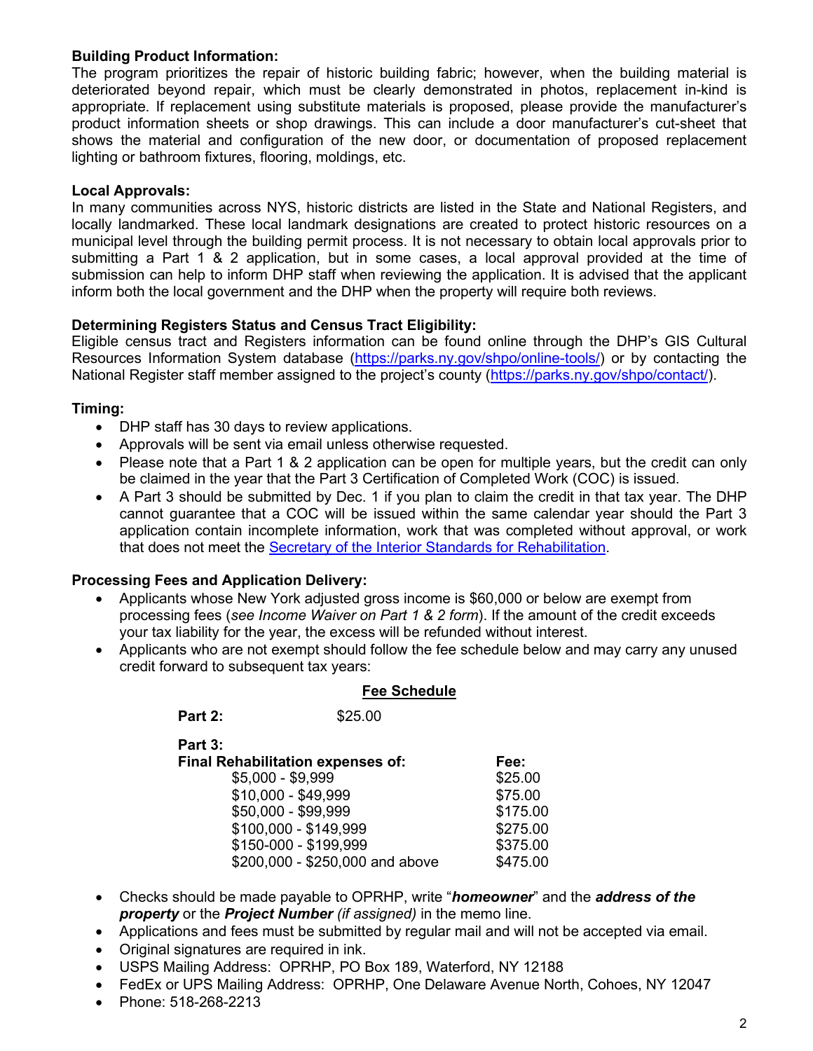**Building Product Information:**
The program prioritizes the repair of historic building fabric; however, when the building material is deteriorated beyond repair, which must be clearly demonstrated in photos, replacement in-kind is appropriate. If replacement using substitute materials is proposed, please provide the manufacturer's product information sheets or shop drawings. This can include a door manufacturer's cut-sheet that shows the material and configuration of the new door, or documentation of proposed replacement lighting or bathroom fixtures, flooring, moldings, etc.

**Local Approvals:**
In many communities across NYS, historic districts are listed in the State and National Registers, and locally landmarked. These local landmark designations are created to protect historic resources on a municipal level through the building permit process. It is not necessary to obtain local approvals prior to submitting a Part 1 & 2 application, but in some cases, a local approval provided at the time of submission can help to inform DHP staff when reviewing the application. It is advised that the applicant inform both the local government and the DHP when the property will require both reviews.

**Determining Registers Status and Census Tract Eligibility:**
Eligible census tract and Registers information can be found online through the DHP's GIS Cultural Resources Information System database (https://parks.ny.gov/shpo/online-tools/) or by contacting the National Register staff member assigned to the project's county (https://parks.ny.gov/shpo/contact/).

**Timing:**

- DHP staff has 30 days to review applications.
- Approvals will be sent via email unless otherwise requested.
- Please note that a Part 1 & 2 application can be open for multiple years, but the credit can only be claimed in the year that the Part 3 Certification of Completed Work (COC) is issued.
- A Part 3 should be submitted by Dec. 1 if you plan to claim the credit in that tax year. The DHP cannot guarantee that a COC will be issued within the same calendar year should the Part 3 application contain incomplete information, work that was completed without approval, or work that does not meet the Secretary of the Interior Standards for Rehabilitation.

**Processing Fees and Application Delivery:**

- Applicants whose New York adjusted gross income is $60,000 or below are exempt from processing fees (*see Income Waiver on Part 1 & 2 form*). If the amount of the credit exceeds your tax liability for the year, the excess will be refunded without interest.
- Applicants who are not exempt should follow the fee schedule below and may carry any unused credit forward to subsequent tax years:

**Fee Schedule**

**Part 2:** $25.00

**Part 3:**

| **Final Rehabilitation expenses of:** | **Fee:** |
|---|---|
| $5,000 - $9,999 | $25.00 |
| $10,000 - $49,999 | $75.00 |
| $50,000 - $99,999 | $175.00 |
| $100,000 - $149,999 | $275.00 |
| $150-000 - $199,999 | $375.00 |
| $200,000 - $250,000 and above | $475.00 |

- Checks should be made payable to OPRHP, write "***homeowner***" and the ***address of the property*** or the ***Project Number*** *(if assigned)* in the memo line.
- Applications and fees must be submitted by regular mail and will not be accepted via email.
- Original signatures are required in ink.
- USPS Mailing Address: OPRHP, PO Box 189, Waterford, NY 12188
- FedEx or UPS Mailing Address: OPRHP, One Delaware Avenue North, Cohoes, NY 12047
- Phone: 518-268-2213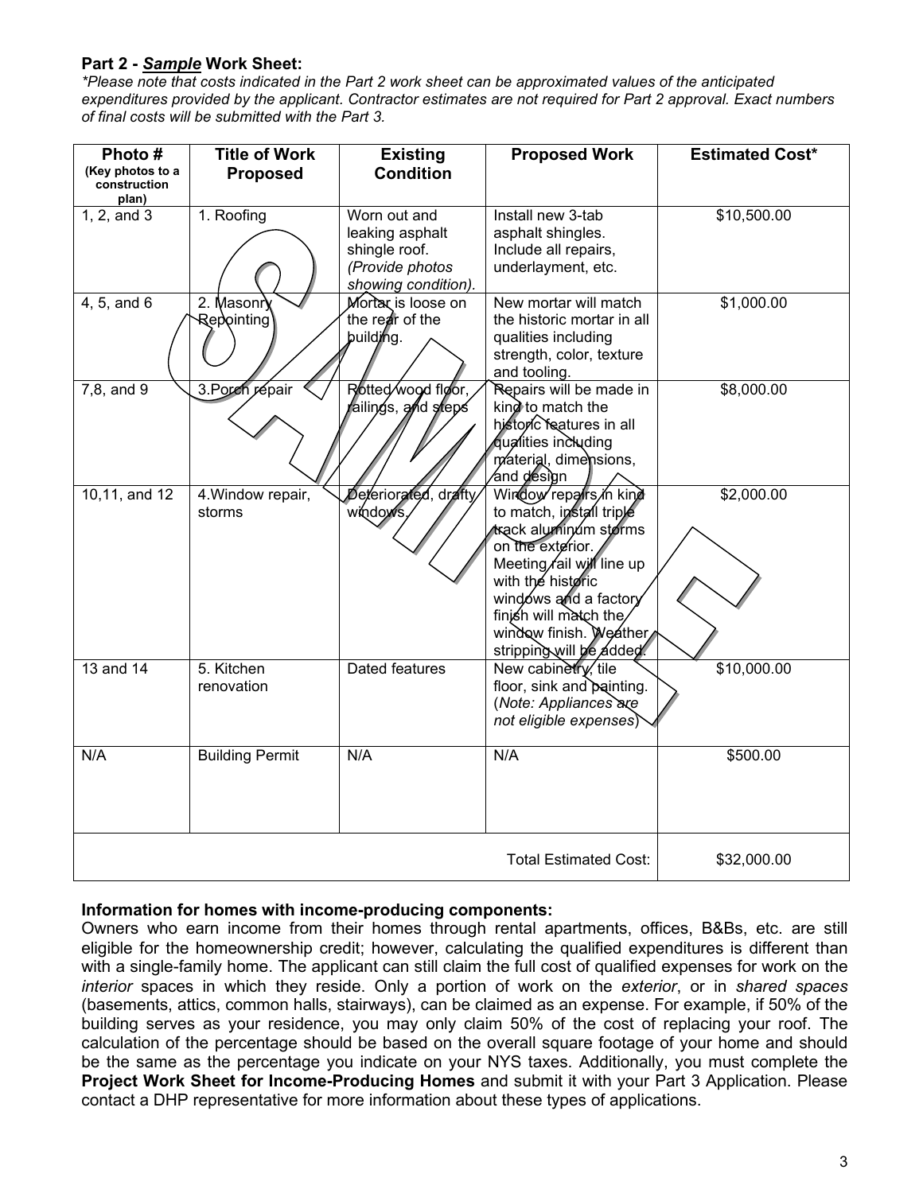**Part 2 - *Sample* Work Sheet:**

*\*Please note that costs indicated in the Part 2 work sheet can be approximated values of the anticipated expenditures provided by the applicant. Contractor estimates are not required for Part 2 approval. Exact numbers of final costs will be submitted with the Part 3.*

| Photo # (Key photos to a construction plan) | Title of Work Proposed | Existing Condition | Proposed Work | Estimated Cost* |
|---|---|---|---|---|
| 1, 2, and 3 | 1. Roofing | Worn out and leaking asphalt shingle roof. *(Provide photos showing condition).* | Install new 3-tab asphalt shingles. Include all repairs, underlayment, etc. | $10,500.00 |
| 4, 5, and 6 | 2. Masonry Repointing | Mortar is loose on the rear of the building. | New mortar will match the historic mortar in all qualities including strength, color, texture and tooling. | $1,000.00 |
| 7,8, and 9 | 3.Porch repair | Rotted wood floor, railings, and steps | Repairs will be made in kind to match the historic features in all qualities including material, dimensions, and design | $8,000.00 |
| 10,11, and 12 | 4.Window repair, storms | Deteriorated, drafty windows. | Window repairs in kind to match, install triple track aluminum storms on the exterior. Meeting rail will line up with the historic windows and a factory finish will match the window finish. Weather stripping will be added. | $2,000.00 |
| 13 and 14 | 5. Kitchen renovation | Dated features | New cabinetry, tile floor, sink and painting. (*Note: Appliances are not eligible expenses*) | $10,000.00 |
| N/A | Building Permit | N/A | N/A | $500.00 |
| | | | Total Estimated Cost: | $32,000.00 |

**Information for homes with income-producing components:**

Owners who earn income from their homes through rental apartments, offices, B&Bs, etc. are still eligible for the homeownership credit; however, calculating the qualified expenditures is different than with a single-family home. The applicant can still claim the full cost of qualified expenses for work on the *interior* spaces in which they reside. Only a portion of work on the *exterior*, or in *shared spaces* (basements, attics, common halls, stairways), can be claimed as an expense. For example, if 50% of the building serves as your residence, you may only claim 50% of the cost of replacing your roof. The calculation of the percentage should be based on the overall square footage of your home and should be the same as the percentage you indicate on your NYS taxes. Additionally, you must complete the **Project Work Sheet for Income-Producing Homes** and submit it with your Part 3 Application. Please contact a DHP representative for more information about these types of applications.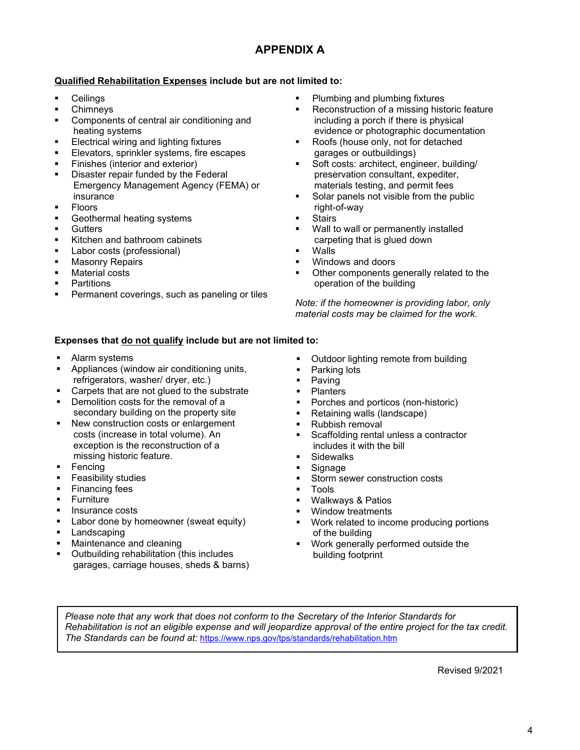# APPENDIX A

**<u>Qualified Rehabilitation Expenses</u> include but are not limited to:**

- Ceilings
- Chimneys
- Components of central air conditioning and heating systems
- Electrical wiring and lighting fixtures
- Elevators, sprinkler systems, fire escapes
- Finishes (interior and exterior)
- Disaster repair funded by the Federal Emergency Management Agency (FEMA) or insurance
- Floors
- Geothermal heating systems
- Gutters
- Kitchen and bathroom cabinets
- Labor costs (professional)
- Masonry Repairs
- Material costs
- Partitions
- Permanent coverings, such as paneling or tiles
- Plumbing and plumbing fixtures
- Reconstruction of a missing historic feature including a porch if there is physical evidence or photographic documentation
- Roofs (house only, not for detached garages or outbuildings)
- Soft costs: architect, engineer, building/ preservation consultant, expediter, materials testing, and permit fees
- Solar panels not visible from the public right-of-way
- Stairs
- Wall to wall or permanently installed carpeting that is glued down
- Walls
- Windows and doors
- Other components generally related to the operation of the building

*Note: if the homeowner is providing labor, only material costs may be claimed for the work.*

**Expenses that <u>do not qualify</u> include but are not limited to:**

- Alarm systems
- Appliances (window air conditioning units, refrigerators, washer/ dryer, etc.)
- Carpets that are not glued to the substrate
- Demolition costs for the removal of a secondary building on the property site
- New construction costs or enlargement costs (increase in total volume). An exception is the reconstruction of a missing historic feature.
- Fencing
- Feasibility studies
- Financing fees
- Furniture
- Insurance costs
- Labor done by homeowner (sweat equity)
- Landscaping
- Maintenance and cleaning
- Outbuilding rehabilitation (this includes garages, carriage houses, sheds & barns)
- Outdoor lighting remote from building
- Parking lots
- Paving
- Planters
- Porches and porticos (non-historic)
- Retaining walls (landscape)
- Rubbish removal
- Scaffolding rental unless a contractor includes it with the bill
- Sidewalks
- Signage
- Storm sewer construction costs
- Tools
- Walkways & Patios
- Window treatments
- Work related to income producing portions of the building
- Work generally performed outside the building footprint

*Please note that any work that does not conform to the Secretary of the Interior Standards for Rehabilitation is not an eligible expense and will jeopardize approval of the entire project for the tax credit. The Standards can be found at:* https://www.nps.gov/tps/standards/rehabilitation.htm

Revised 9/2021